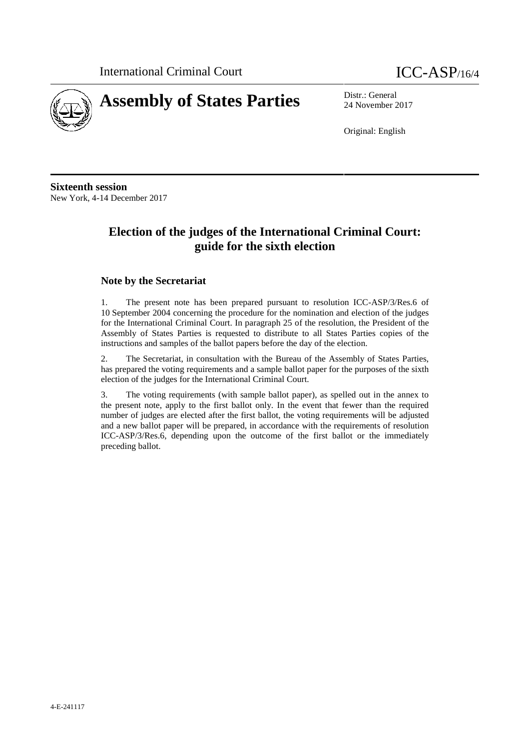International Criminal Court

ICC-ASP/16/4

# Assembly of States Parties

Distr.: General
24 November 2017

Original: English

**Sixteenth session**
New York, 4-14 December 2017

## Election of the judges of the International Criminal Court: guide for the sixth election

### Note by the Secretariat

1. The present note has been prepared pursuant to resolution ICC-ASP/3/Res.6 of 10 September 2004 concerning the procedure for the nomination and election of the judges for the International Criminal Court. In paragraph 25 of the resolution, the President of the Assembly of States Parties is requested to distribute to all States Parties copies of the instructions and samples of the ballot papers before the day of the election.

2. The Secretariat, in consultation with the Bureau of the Assembly of States Parties, has prepared the voting requirements and a sample ballot paper for the purposes of the sixth election of the judges for the International Criminal Court.

3. The voting requirements (with sample ballot paper), as spelled out in the annex to the present note, apply to the first ballot only. In the event that fewer than the required number of judges are elected after the first ballot, the voting requirements will be adjusted and a new ballot paper will be prepared, in accordance with the requirements of resolution ICC-ASP/3/Res.6, depending upon the outcome of the first ballot or the immediately preceding ballot.

4-E-241117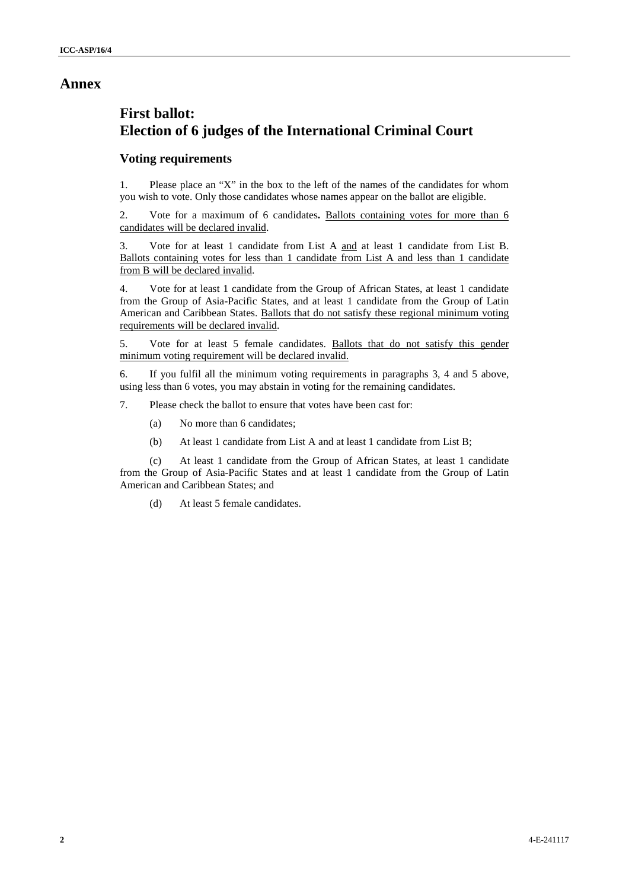# Annex

## First ballot: Election of 6 judges of the International Criminal Court

### Voting requirements

1. Please place an "X" in the box to the left of the names of the candidates for whom you wish to vote. Only those candidates whose names appear on the ballot are eligible.

2. Vote for a maximum of 6 candidates**.** <u>Ballots containing votes for more than 6 candidates will be declared invalid</u>.

3. Vote for at least 1 candidate from List A <u>and</u> at least 1 candidate from List B. <u>Ballots containing votes for less than 1 candidate from List A and less than 1 candidate from B will be declared invalid</u>.

4. Vote for at least 1 candidate from the Group of African States, at least 1 candidate from the Group of Asia-Pacific States, and at least 1 candidate from the Group of Latin American and Caribbean States. <u>Ballots that do not satisfy these regional minimum voting requirements will be declared invalid</u>.

5. Vote for at least 5 female candidates. <u>Ballots that do not satisfy this gender minimum voting requirement will be declared invalid.</u>

6. If you fulfil all the minimum voting requirements in paragraphs 3, 4 and 5 above, using less than 6 votes, you may abstain in voting for the remaining candidates.

7. Please check the ballot to ensure that votes have been cast for:

   (a) No more than 6 candidates;

   (b) At least 1 candidate from List A and at least 1 candidate from List B;

   (c) At least 1 candidate from the Group of African States, at least 1 candidate from the Group of Asia-Pacific States and at least 1 candidate from the Group of Latin American and Caribbean States; and

   (d) At least 5 female candidates.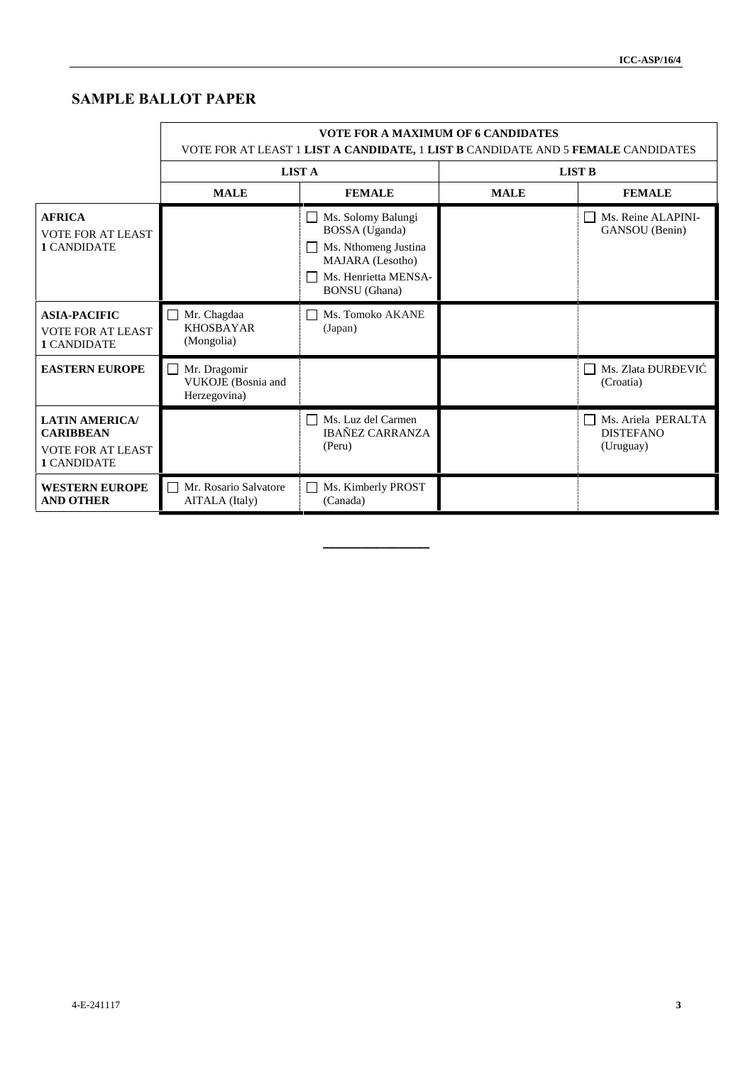## SAMPLE BALLOT PAPER

| | **VOTE FOR A MAXIMUM OF 6 CANDIDATES** VOTE FOR AT LEAST 1 **LIST A CANDIDATE,** 1 **LIST B** CANDIDATE AND 5 **FEMALE** CANDIDATES | | | |
|---|---|---|---|---|
| | **LIST A** | | **LIST B** | |
| | **MALE** | **FEMALE** | **MALE** | **FEMALE** |
| **AFRICA** VOTE FOR AT LEAST **1** CANDIDATE | | ☐ Ms. Solomy Balungi BOSSA (Uganda)<br>☐ Ms. Nthomeng Justina MAJARA (Lesotho)<br>☐ Ms. Henrietta MENSA-BONSU (Ghana) | | ☐ Ms. Reine ALAPINI-GANSOU (Benin) |
| **ASIA-PACIFIC** VOTE FOR AT LEAST **1** CANDIDATE | ☐ Mr. Chagdaa KHOSBAYAR (Mongolia) | ☐ Ms. Tomoko AKANE (Japan) | | |
| **EASTERN EUROPE** | ☐ Mr. Dragomir VUKOJE (Bosnia and Herzegovina) | | | ☐ Ms. Zlata ĐURĐEVIĆ (Croatia) |
| **LATIN AMERICA/ CARIBBEAN** VOTE FOR AT LEAST **1** CANDIDATE | | ☐ Ms. Luz del Carmen IBAÑEZ CARRANZA (Peru) | | ☐ Ms. Ariela PERALTA DISTEFANO (Uruguay) |
| **WESTERN EUROPE AND OTHER** | ☐ Mr. Rosario Salvatore AITALA (Italy) | ☐ Ms. Kimberly PROST (Canada) | | |

---